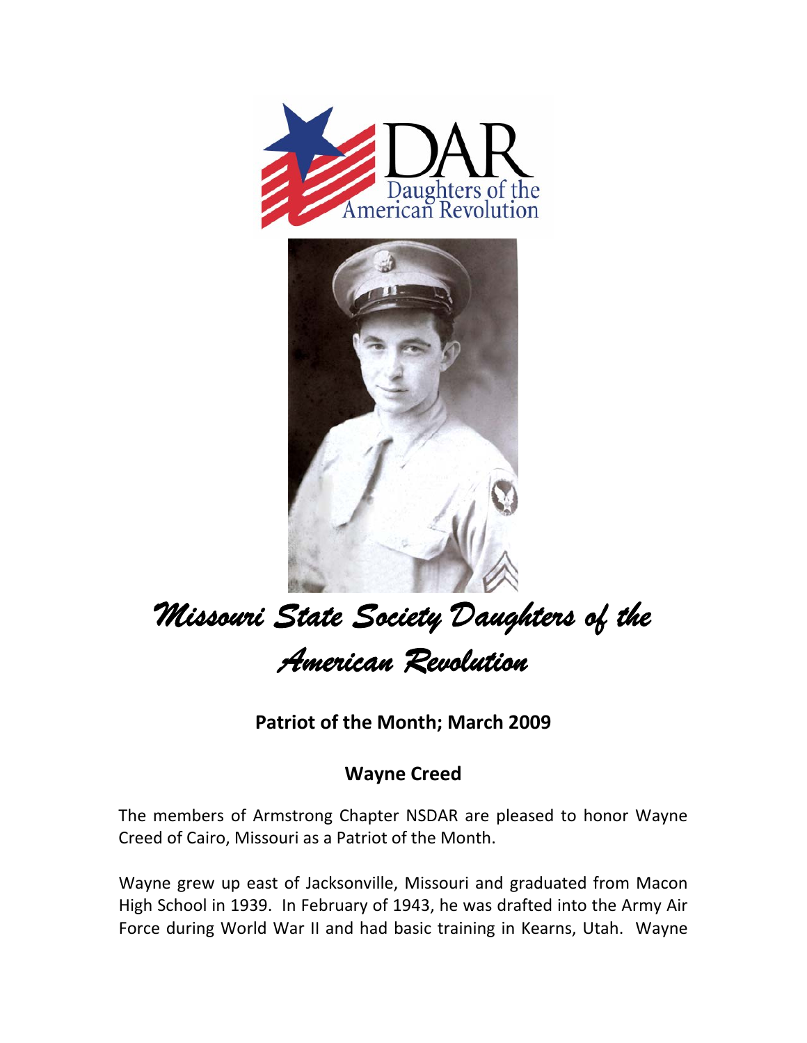DAR
Daughters of the American Revolution

# *Missouri State Society Daughters of the American Revolution*

## Patriot of the Month; March 2009

### Wayne Creed

The members of Armstrong Chapter NSDAR are pleased to honor Wayne Creed of Cairo, Missouri as a Patriot of the Month.

Wayne grew up east of Jacksonville, Missouri and graduated from Macon High School in 1939. In February of 1943, he was drafted into the Army Air Force during World War II and had basic training in Kearns, Utah. Wayne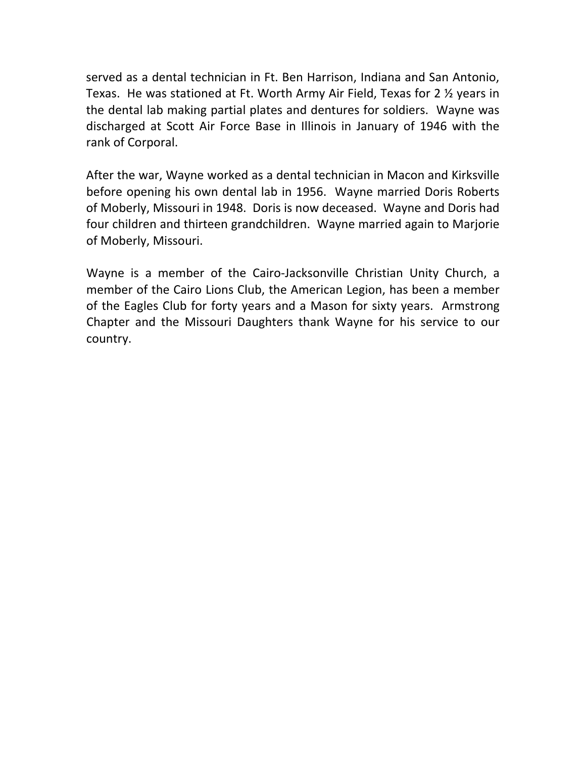served as a dental technician in Ft. Ben Harrison, Indiana and San Antonio, Texas. He was stationed at Ft. Worth Army Air Field, Texas for 2 ½ years in the dental lab making partial plates and dentures for soldiers. Wayne was discharged at Scott Air Force Base in Illinois in January of 1946 with the rank of Corporal.

After the war, Wayne worked as a dental technician in Macon and Kirksville before opening his own dental lab in 1956. Wayne married Doris Roberts of Moberly, Missouri in 1948. Doris is now deceased. Wayne and Doris had four children and thirteen grandchildren. Wayne married again to Marjorie of Moberly, Missouri.

Wayne is a member of the Cairo-Jacksonville Christian Unity Church, a member of the Cairo Lions Club, the American Legion, has been a member of the Eagles Club for forty years and a Mason for sixty years. Armstrong Chapter and the Missouri Daughters thank Wayne for his service to our country.